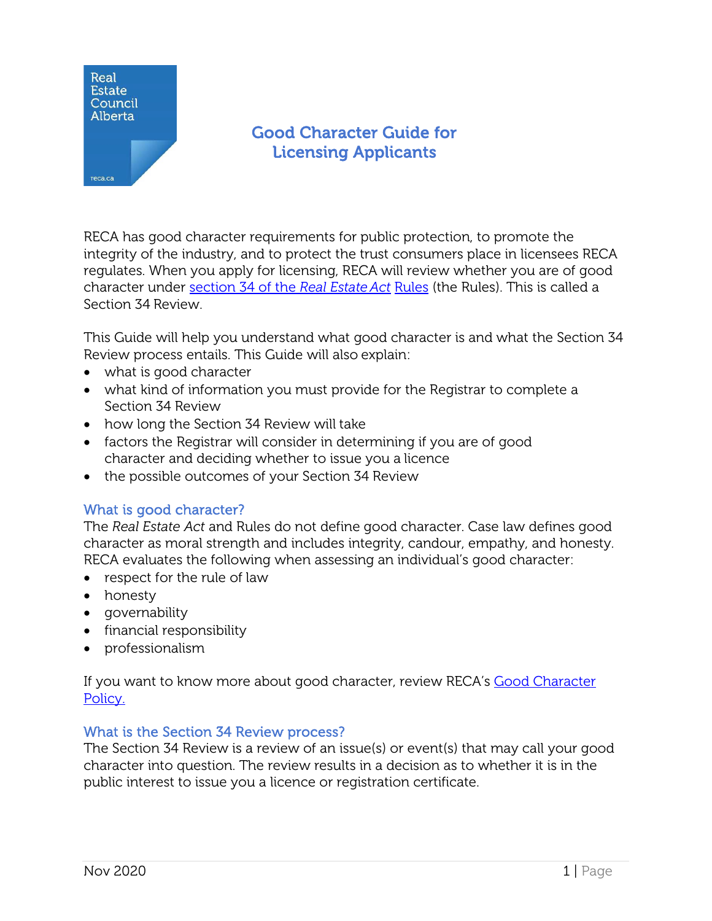Real Estate Council Alberta

reca.ca

# Good Character Guide for Licensing Applicants

RECA has good character requirements for public protection, to promote the integrity of the industry, and to protect the trust consumers place in licensees RECA regulates. When you apply for licensing, RECA will review whether you are of good character under [section 34 of the *Real Estate Act* Rules](#) (the Rules). This is called a Section 34 Review.

This Guide will help you understand what good character is and what the Section 34 Review process entails. This Guide will also explain:

- what is good character
- what kind of information you must provide for the Registrar to complete a Section 34 Review
- how long the Section 34 Review will take
- factors the Registrar will consider in determining if you are of good character and deciding whether to issue you a licence
- the possible outcomes of your Section 34 Review

## What is good character?

The *Real Estate Act* and Rules do not define good character. Case law defines good character as moral strength and includes integrity, candour, empathy, and honesty. RECA evaluates the following when assessing an individual's good character:

- respect for the rule of law
- honesty
- governability
- financial responsibility
- professionalism

If you want to know more about good character, review RECA's [Good Character Policy.](#)

## What is the Section 34 Review process?

The Section 34 Review is a review of an issue(s) or event(s) that may call your good character into question. The review results in a decision as to whether it is in the public interest to issue you a licence or registration certificate.

Nov 2020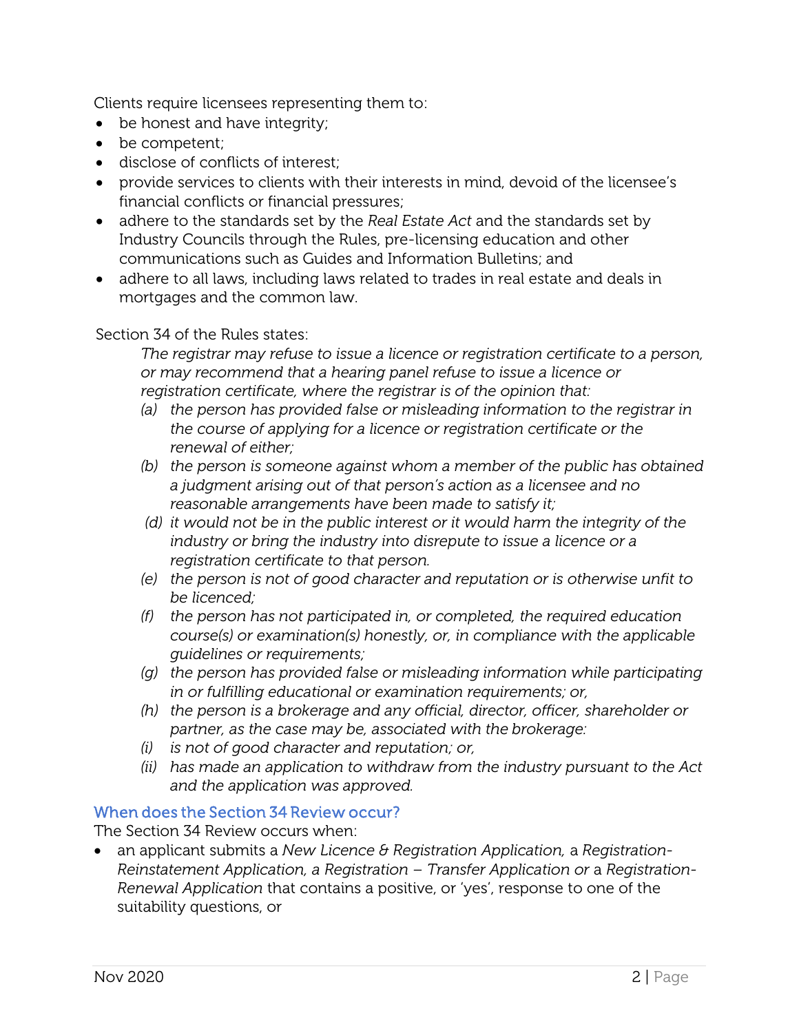Clients require licensees representing them to:

- be honest and have integrity;
- be competent;
- disclose of conflicts of interest;
- provide services to clients with their interests in mind, devoid of the licensee's financial conflicts or financial pressures;
- adhere to the standards set by the *Real Estate Act* and the standards set by Industry Councils through the Rules, pre-licensing education and other communications such as Guides and Information Bulletins; and
- adhere to all laws, including laws related to trades in real estate and deals in mortgages and the common law.

Section 34 of the Rules states:

> *The registrar may refuse to issue a licence or registration certificate to a person, or may recommend that a hearing panel refuse to issue a licence or registration certificate, where the registrar is of the opinion that:*
>
> *(a) the person has provided false or misleading information to the registrar in the course of applying for a licence or registration certificate or the renewal of either;*
>
> *(b) the person is someone against whom a member of the public has obtained a judgment arising out of that person's action as a licensee and no reasonable arrangements have been made to satisfy it;*
>
> *(d) it would not be in the public interest or it would harm the integrity of the industry or bring the industry into disrepute to issue a licence or a registration certificate to that person.*
>
> *(e) the person is not of good character and reputation or is otherwise unfit to be licenced;*
>
> *(f) the person has not participated in, or completed, the required education course(s) or examination(s) honestly, or, in compliance with the applicable guidelines or requirements;*
>
> *(g) the person has provided false or misleading information while participating in or fulfilling educational or examination requirements; or,*
>
> *(h) the person is a brokerage and any official, director, officer, shareholder or partner, as the case may be, associated with the brokerage:*
>
> *(i) is not of good character and reputation; or,*
>
> *(ii) has made an application to withdraw from the industry pursuant to the Act and the application was approved.*

### When does the Section 34 Review occur?

The Section 34 Review occurs when:

- an applicant submits a *New Licence & Registration Application,* a *Registration-Reinstatement Application, a Registration – Transfer Application or* a *Registration-Renewal Application* that contains a positive, or 'yes', response to one of the suitability questions, or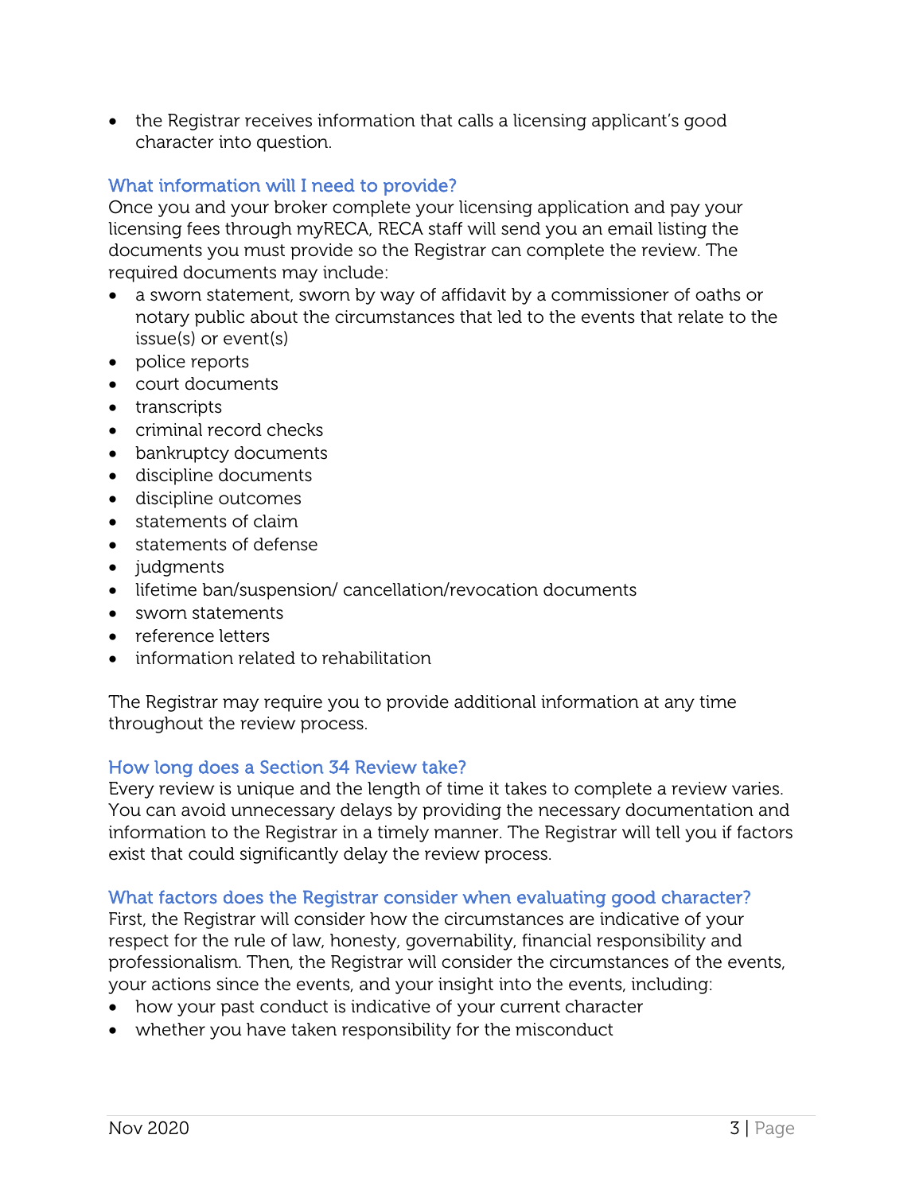- the Registrar receives information that calls a licensing applicant's good character into question.

## What information will I need to provide?

Once you and your broker complete your licensing application and pay your licensing fees through myRECA, RECA staff will send you an email listing the documents you must provide so the Registrar can complete the review. The required documents may include:

- a sworn statement, sworn by way of affidavit by a commissioner of oaths or notary public about the circumstances that led to the events that relate to the issue(s) or event(s)
- police reports
- court documents
- transcripts
- criminal record checks
- bankruptcy documents
- discipline documents
- discipline outcomes
- statements of claim
- statements of defense
- judgments
- lifetime ban/suspension/ cancellation/revocation documents
- sworn statements
- reference letters
- information related to rehabilitation

The Registrar may require you to provide additional information at any time throughout the review process.

## How long does a Section 34 Review take?

Every review is unique and the length of time it takes to complete a review varies. You can avoid unnecessary delays by providing the necessary documentation and information to the Registrar in a timely manner. The Registrar will tell you if factors exist that could significantly delay the review process.

## What factors does the Registrar consider when evaluating good character?

First, the Registrar will consider how the circumstances are indicative of your respect for the rule of law, honesty, governability, financial responsibility and professionalism. Then, the Registrar will consider the circumstances of the events, your actions since the events, and your insight into the events, including:

- how your past conduct is indicative of your current character
- whether you have taken responsibility for the misconduct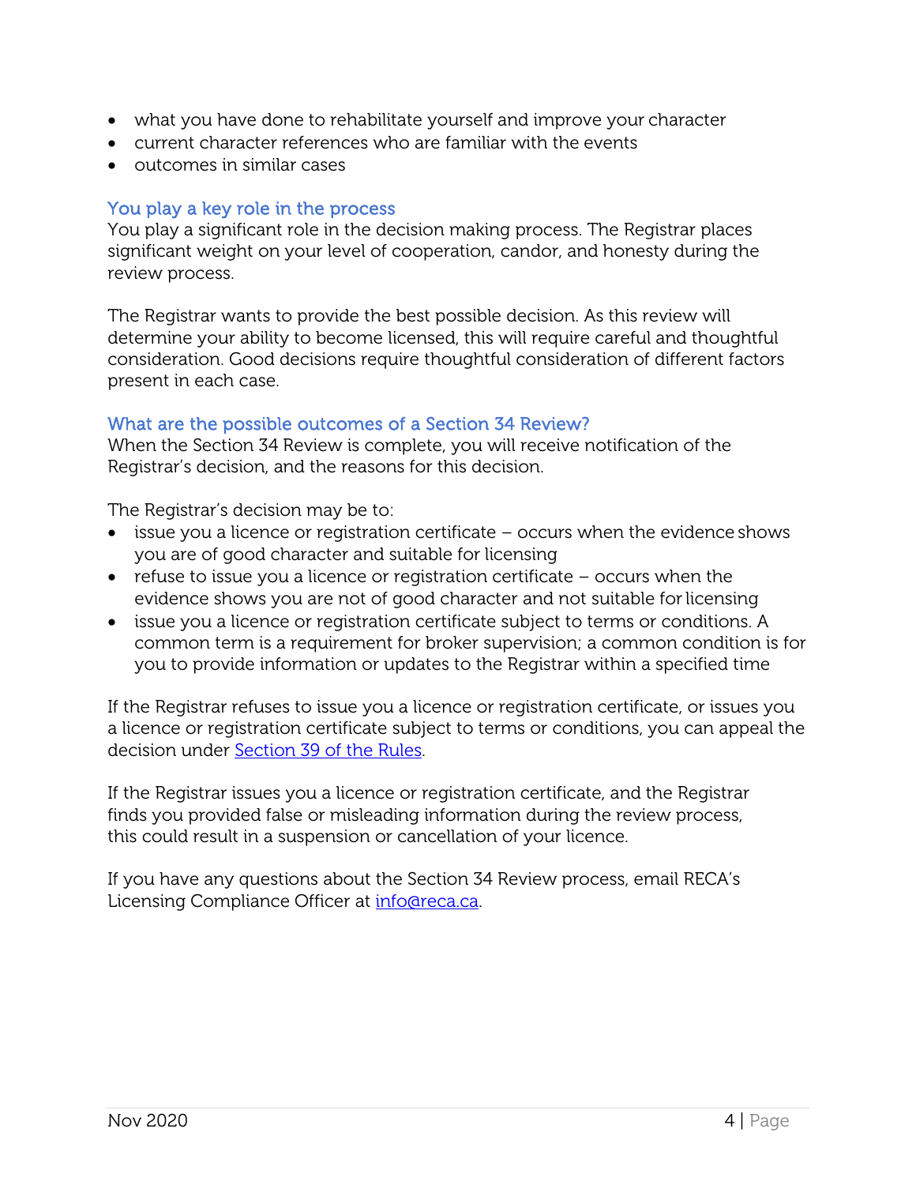- what you have done to rehabilitate yourself and improve your character
- current character references who are familiar with the events
- outcomes in similar cases

## You play a key role in the process

You play a significant role in the decision making process. The Registrar places significant weight on your level of cooperation, candor, and honesty during the review process.

The Registrar wants to provide the best possible decision. As this review will determine your ability to become licensed, this will require careful and thoughtful consideration. Good decisions require thoughtful consideration of different factors present in each case.

## What are the possible outcomes of a Section 34 Review?

When the Section 34 Review is complete, you will receive notification of the Registrar's decision, and the reasons for this decision.

The Registrar's decision may be to:

- issue you a licence or registration certificate – occurs when the evidence shows you are of good character and suitable for licensing
- refuse to issue you a licence or registration certificate – occurs when the evidence shows you are not of good character and not suitable for licensing
- issue you a licence or registration certificate subject to terms or conditions. A common term is a requirement for broker supervision; a common condition is for you to provide information or updates to the Registrar within a specified time

If the Registrar refuses to issue you a licence or registration certificate, or issues you a licence or registration certificate subject to terms or conditions, you can appeal the decision under [Section 39 of the Rules](Section 39 of the Rules).

If the Registrar issues you a licence or registration certificate, and the Registrar finds you provided false or misleading information during the review process, this could result in a suspension or cancellation of your licence.

If you have any questions about the Section 34 Review process, email RECA's Licensing Compliance Officer at [info@reca.ca](mailto:info@reca.ca).

Nov 2020